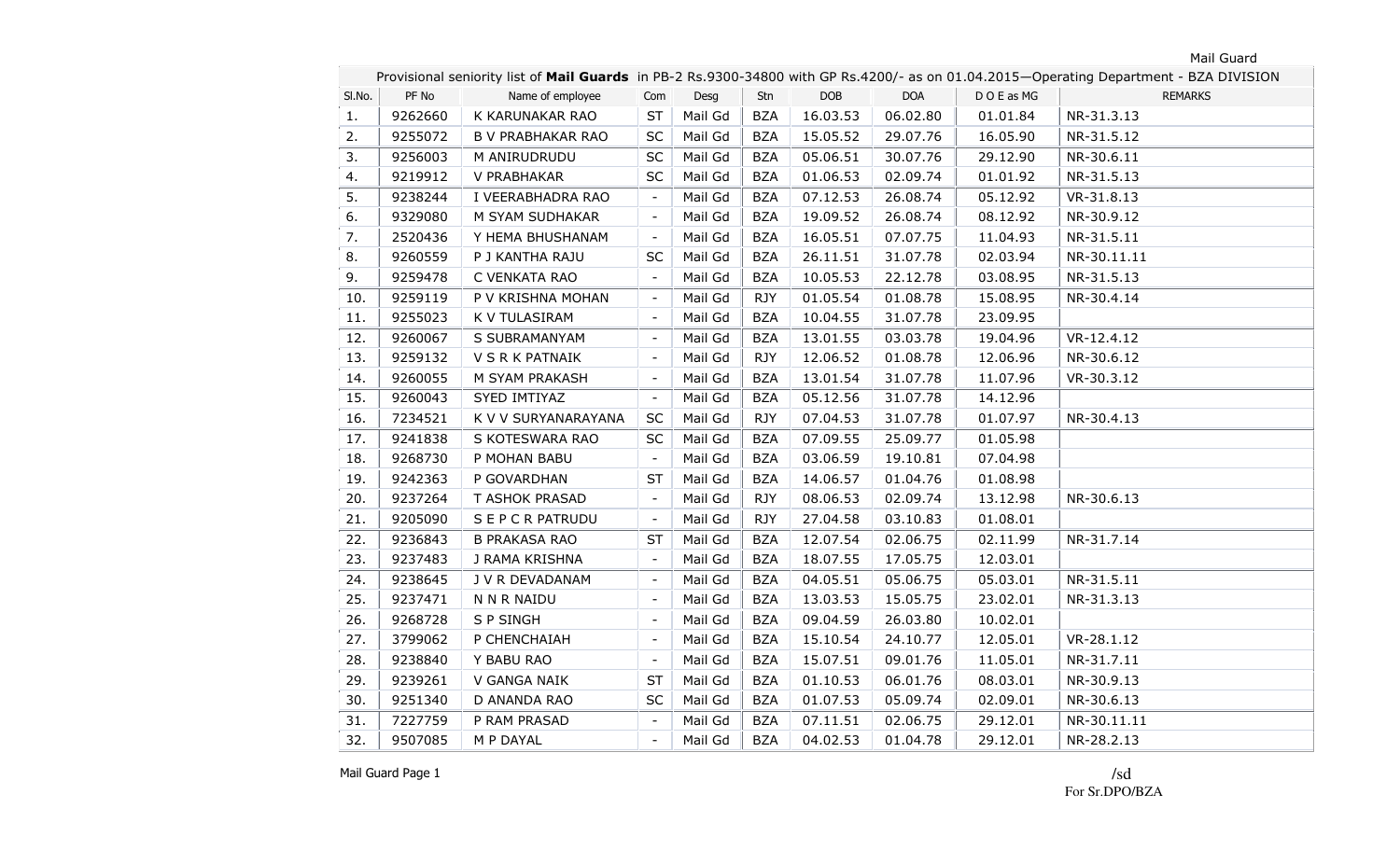Mail Guard

| Provisional seniority list of **Mail Guards** in PB-2 Rs.9300-34800 with GP Rs.4200/- as on 01.04.2015—Operating Department - BZA DIVISION | | | | | | | | | |
|---|---|---|---|---|---|---|---|---|---|
| Sl.No. | PF No | Name of employee | Com | Desg | Stn | DOB | DOA | D O E as MG | REMARKS |
| 1. | 9262660 | K KARUNAKAR RAO | ST | Mail Gd | BZA | 16.03.53 | 06.02.80 | 01.01.84 | NR-31.3.13 |
| 2. | 9255072 | B V PRABHAKAR RAO | SC | Mail Gd | BZA | 15.05.52 | 29.07.76 | 16.05.90 | NR-31.5.12 |
| 3. | 9256003 | M ANIRUDRUDU | SC | Mail Gd | BZA | 05.06.51 | 30.07.76 | 29.12.90 | NR-30.6.11 |
| 4. | 9219912 | V PRABHAKAR | SC | Mail Gd | BZA | 01.06.53 | 02.09.74 | 01.01.92 | NR-31.5.13 |
| 5. | 9238244 | I VEERABHADRA RAO | - | Mail Gd | BZA | 07.12.53 | 26.08.74 | 05.12.92 | VR-31.8.13 |
| 6. | 9329080 | M SYAM SUDHAKAR | - | Mail Gd | BZA | 19.09.52 | 26.08.74 | 08.12.92 | NR-30.9.12 |
| 7. | 2520436 | Y HEMA BHUSHANAM | - | Mail Gd | BZA | 16.05.51 | 07.07.75 | 11.04.93 | NR-31.5.11 |
| 8. | 9260559 | P J KANTHA RAJU | SC | Mail Gd | BZA | 26.11.51 | 31.07.78 | 02.03.94 | NR-30.11.11 |
| 9. | 9259478 | C VENKATA RAO | - | Mail Gd | BZA | 10.05.53 | 22.12.78 | 03.08.95 | NR-31.5.13 |
| 10. | 9259119 | P V KRISHNA MOHAN | - | Mail Gd | RJY | 01.05.54 | 01.08.78 | 15.08.95 | NR-30.4.14 |
| 11. | 9255023 | K V TULASIRAM | - | Mail Gd | BZA | 10.04.55 | 31.07.78 | 23.09.95 | |
| 12. | 9260067 | S SUBRAMANYAM | - | Mail Gd | BZA | 13.01.55 | 03.03.78 | 19.04.96 | VR-12.4.12 |
| 13. | 9259132 | V S R K PATNAIK | - | Mail Gd | RJY | 12.06.52 | 01.08.78 | 12.06.96 | NR-30.6.12 |
| 14. | 9260055 | M SYAM PRAKASH | - | Mail Gd | BZA | 13.01.54 | 31.07.78 | 11.07.96 | VR-30.3.12 |
| 15. | 9260043 | SYED IMTIYAZ | - | Mail Gd | BZA | 05.12.56 | 31.07.78 | 14.12.96 | |
| 16. | 7234521 | K V V SURYANARAYANA | SC | Mail Gd | RJY | 07.04.53 | 31.07.78 | 01.07.97 | NR-30.4.13 |
| 17. | 9241838 | S KOTESWARA RAO | SC | Mail Gd | BZA | 07.09.55 | 25.09.77 | 01.05.98 | |
| 18. | 9268730 | P MOHAN BABU | - | Mail Gd | BZA | 03.06.59 | 19.10.81 | 07.04.98 | |
| 19. | 9242363 | P GOVARDHAN | ST | Mail Gd | BZA | 14.06.57 | 01.04.76 | 01.08.98 | |
| 20. | 9237264 | T ASHOK PRASAD | - | Mail Gd | RJY | 08.06.53 | 02.09.74 | 13.12.98 | NR-30.6.13 |
| 21. | 9205090 | S E P C R PATRUDU | - | Mail Gd | RJY | 27.04.58 | 03.10.83 | 01.08.01 | |
| 22. | 9236843 | B PRAKASA RAO | ST | Mail Gd | BZA | 12.07.54 | 02.06.75 | 02.11.99 | NR-31.7.14 |
| 23. | 9237483 | J RAMA KRISHNA | - | Mail Gd | BZA | 18.07.55 | 17.05.75 | 12.03.01 | |
| 24. | 9238645 | J V R DEVADANAM | - | Mail Gd | BZA | 04.05.51 | 05.06.75 | 05.03.01 | NR-31.5.11 |
| 25. | 9237471 | N N R NAIDU | - | Mail Gd | BZA | 13.03.53 | 15.05.75 | 23.02.01 | NR-31.3.13 |
| 26. | 9268728 | S P SINGH | - | Mail Gd | BZA | 09.04.59 | 26.03.80 | 10.02.01 | |
| 27. | 3799062 | P CHENCHAIAH | - | Mail Gd | BZA | 15.10.54 | 24.10.77 | 12.05.01 | VR-28.1.12 |
| 28. | 9238840 | Y BABU RAO | - | Mail Gd | BZA | 15.07.51 | 09.01.76 | 11.05.01 | NR-31.7.11 |
| 29. | 9239261 | V GANGA NAIK | ST | Mail Gd | BZA | 01.10.53 | 06.01.76 | 08.03.01 | NR-30.9.13 |
| 30. | 9251340 | D ANANDA RAO | SC | Mail Gd | BZA | 01.07.53 | 05.09.74 | 02.09.01 | NR-30.6.13 |
| 31. | 7227759 | P RAM PRASAD | - | Mail Gd | BZA | 07.11.51 | 02.06.75 | 29.12.01 | NR-30.11.11 |
| 32. | 9507085 | M P DAYAL | - | Mail Gd | BZA | 04.02.53 | 01.04.78 | 29.12.01 | NR-28.2.13 |

Mail Guard Page 1

/sd
For Sr.DPO/BZA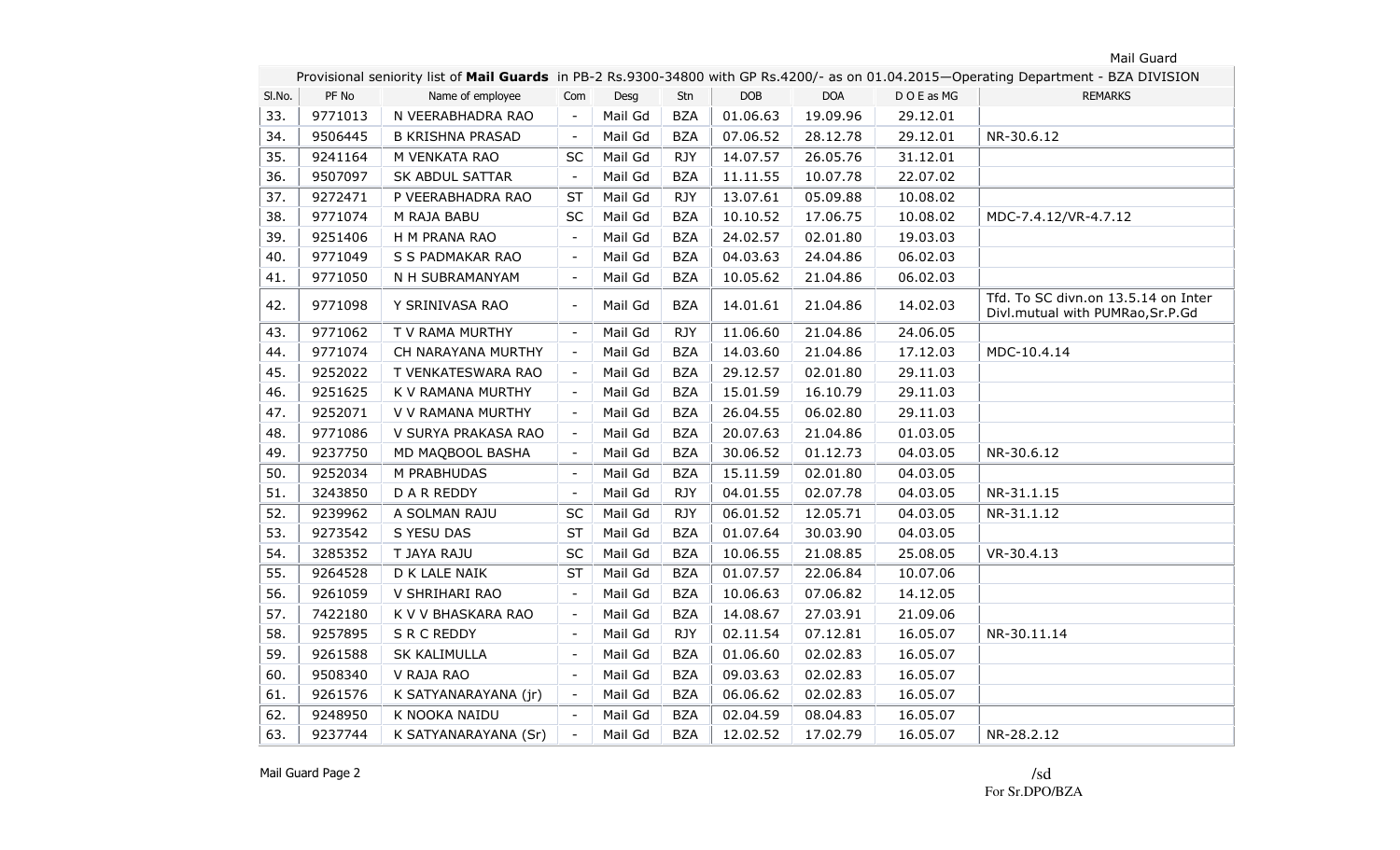Provisional seniority list of **Mail Guards** in PB-2 Rs.9300-34800 with GP Rs.4200/- as on 01.04.2015—Operating Department - BZA DIVISION

| Sl.No. | PF No | Name of employee | Com | Desg | Stn | DOB | DOA | D O E as MG | REMARKS |
|---|---|---|---|---|---|---|---|---|---|
| 33. | 9771013 | N VEERABHADRA RAO | - | Mail Gd | BZA | 01.06.63 | 19.09.96 | 29.12.01 | |
| 34. | 9506445 | B KRISHNA PRASAD | - | Mail Gd | BZA | 07.06.52 | 28.12.78 | 29.12.01 | NR-30.6.12 |
| 35. | 9241164 | M VENKATA RAO | SC | Mail Gd | RJY | 14.07.57 | 26.05.76 | 31.12.01 | |
| 36. | 9507097 | SK ABDUL SATTAR | - | Mail Gd | BZA | 11.11.55 | 10.07.78 | 22.07.02 | |
| 37. | 9272471 | P VEERABHADRA RAO | ST | Mail Gd | RJY | 13.07.61 | 05.09.88 | 10.08.02 | |
| 38. | 9771074 | M RAJA BABU | SC | Mail Gd | BZA | 10.10.52 | 17.06.75 | 10.08.02 | MDC-7.4.12/VR-4.7.12 |
| 39. | 9251406 | H M PRANA RAO | - | Mail Gd | BZA | 24.02.57 | 02.01.80 | 19.03.03 | |
| 40. | 9771049 | S S PADMAKAR RAO | - | Mail Gd | BZA | 04.03.63 | 24.04.86 | 06.02.03 | |
| 41. | 9771050 | N H SUBRAMANYAM | - | Mail Gd | BZA | 10.05.62 | 21.04.86 | 06.02.03 | |
| 42. | 9771098 | Y SRINIVASA RAO | - | Mail Gd | BZA | 14.01.61 | 21.04.86 | 14.02.03 | Tfd. To SC divn.on 13.5.14 on Inter Divl.mutual with PUMRao,Sr.P.Gd |
| 43. | 9771062 | T V RAMA MURTHY | - | Mail Gd | RJY | 11.06.60 | 21.04.86 | 24.06.05 | |
| 44. | 9771074 | CH NARAYANA MURTHY | - | Mail Gd | BZA | 14.03.60 | 21.04.86 | 17.12.03 | MDC-10.4.14 |
| 45. | 9252022 | T VENKATESWARA RAO | - | Mail Gd | BZA | 29.12.57 | 02.01.80 | 29.11.03 | |
| 46. | 9251625 | K V RAMANA MURTHY | - | Mail Gd | BZA | 15.01.59 | 16.10.79 | 29.11.03 | |
| 47. | 9252071 | V V RAMANA MURTHY | - | Mail Gd | BZA | 26.04.55 | 06.02.80 | 29.11.03 | |
| 48. | 9771086 | V SURYA PRAKASA RAO | - | Mail Gd | BZA | 20.07.63 | 21.04.86 | 01.03.05 | |
| 49. | 9237750 | MD MAQBOOL BASHA | - | Mail Gd | BZA | 30.06.52 | 01.12.73 | 04.03.05 | NR-30.6.12 |
| 50. | 9252034 | M PRABHUDAS | - | Mail Gd | BZA | 15.11.59 | 02.01.80 | 04.03.05 | |
| 51. | 3243850 | D A R REDDY | - | Mail Gd | RJY | 04.01.55 | 02.07.78 | 04.03.05 | NR-31.1.15 |
| 52. | 9239962 | A SOLMAN RAJU | SC | Mail Gd | RJY | 06.01.52 | 12.05.71 | 04.03.05 | NR-31.1.12 |
| 53. | 9273542 | S YESU DAS | ST | Mail Gd | BZA | 01.07.64 | 30.03.90 | 04.03.05 | |
| 54. | 3285352 | T JAYA RAJU | SC | Mail Gd | BZA | 10.06.55 | 21.08.85 | 25.08.05 | VR-30.4.13 |
| 55. | 9264528 | D K LALE NAIK | ST | Mail Gd | BZA | 01.07.57 | 22.06.84 | 10.07.06 | |
| 56. | 9261059 | V SHRIHARI RAO | - | Mail Gd | BZA | 10.06.63 | 07.06.82 | 14.12.05 | |
| 57. | 7422180 | K V V BHASKARA RAO | - | Mail Gd | BZA | 14.08.67 | 27.03.91 | 21.09.06 | |
| 58. | 9257895 | S R C REDDY | - | Mail Gd | RJY | 02.11.54 | 07.12.81 | 16.05.07 | NR-30.11.14 |
| 59. | 9261588 | SK KALIMULLA | - | Mail Gd | BZA | 01.06.60 | 02.02.83 | 16.05.07 | |
| 60. | 9508340 | V RAJA RAO | - | Mail Gd | BZA | 09.03.63 | 02.02.83 | 16.05.07 | |
| 61. | 9261576 | K SATYANARAYANA (jr) | - | Mail Gd | BZA | 06.06.62 | 02.02.83 | 16.05.07 | |
| 62. | 9248950 | K NOOKA NAIDU | - | Mail Gd | BZA | 02.04.59 | 08.04.83 | 16.05.07 | |
| 63. | 9237744 | K SATYANARAYANA (Sr) | - | Mail Gd | BZA | 12.02.52 | 17.02.79 | 16.05.07 | NR-28.2.12 |

/sd
For Sr.DPO/BZA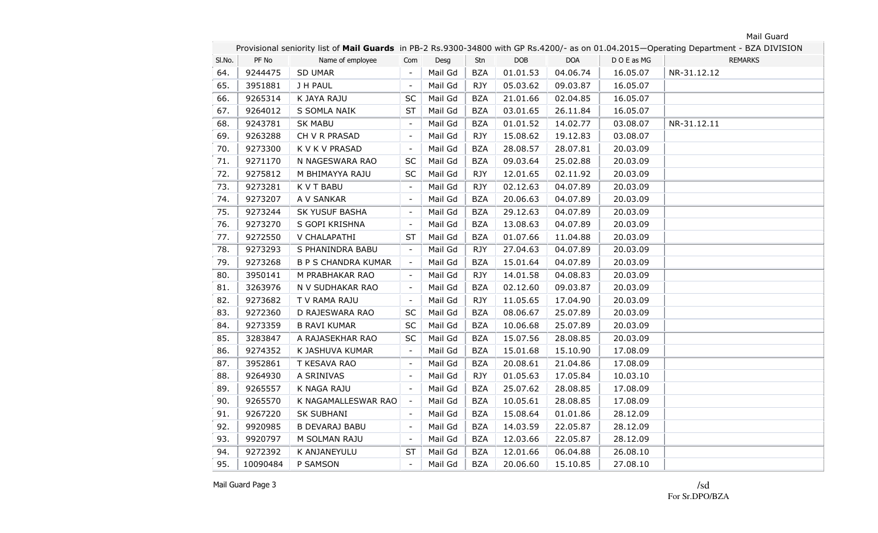Provisional seniority list of **Mail Guards** in PB-2 Rs.9300-34800 with GP Rs.4200/- as on 01.04.2015—Operating Department - BZA DIVISION

| Sl.No. | PF No | Name of employee | Com | Desg | Stn | DOB | DOA | D O E as MG | REMARKS |
|---|---|---|---|---|---|---|---|---|---|
| 64. | 9244475 | SD UMAR | - | Mail Gd | BZA | 01.01.53 | 04.06.74 | 16.05.07 | NR-31.12.12 |
| 65. | 3951881 | J H PAUL | - | Mail Gd | RJY | 05.03.62 | 09.03.87 | 16.05.07 | |
| 66. | 9265314 | K JAYA RAJU | SC | Mail Gd | BZA | 21.01.66 | 02.04.85 | 16.05.07 | |
| 67. | 9264012 | S SOMLA NAIK | ST | Mail Gd | BZA | 03.01.65 | 26.11.84 | 16.05.07 | |
| 68. | 9243781 | SK MABU | - | Mail Gd | BZA | 01.01.52 | 14.02.77 | 03.08.07 | NR-31.12.11 |
| 69. | 9263288 | CH V R PRASAD | - | Mail Gd | RJY | 15.08.62 | 19.12.83 | 03.08.07 | |
| 70. | 9273300 | K V K V PRASAD | - | Mail Gd | BZA | 28.08.57 | 28.07.81 | 20.03.09 | |
| 71. | 9271170 | N NAGESWARA RAO | SC | Mail Gd | BZA | 09.03.64 | 25.02.88 | 20.03.09 | |
| 72. | 9275812 | M BHIMAYYA RAJU | SC | Mail Gd | RJY | 12.01.65 | 02.11.92 | 20.03.09 | |
| 73. | 9273281 | K V T BABU | - | Mail Gd | RJY | 02.12.63 | 04.07.89 | 20.03.09 | |
| 74. | 9273207 | A V SANKAR | - | Mail Gd | BZA | 20.06.63 | 04.07.89 | 20.03.09 | |
| 75. | 9273244 | SK YUSUF BASHA | - | Mail Gd | BZA | 29.12.63 | 04.07.89 | 20.03.09 | |
| 76. | 9273270 | S GOPI KRISHNA | - | Mail Gd | BZA | 13.08.63 | 04.07.89 | 20.03.09 | |
| 77. | 9272550 | V CHALAPATHI | ST | Mail Gd | BZA | 01.07.66 | 11.04.88 | 20.03.09 | |
| 78. | 9273293 | S PHANINDRA BABU | - | Mail Gd | RJY | 27.04.63 | 04.07.89 | 20.03.09 | |
| 79. | 9273268 | B P S CHANDRA KUMAR | - | Mail Gd | BZA | 15.01.64 | 04.07.89 | 20.03.09 | |
| 80. | 3950141 | M PRABHAKAR RAO | - | Mail Gd | RJY | 14.01.58 | 04.08.83 | 20.03.09 | |
| 81. | 3263976 | N V SUDHAKAR RAO | - | Mail Gd | BZA | 02.12.60 | 09.03.87 | 20.03.09 | |
| 82. | 9273682 | T V RAMA RAJU | - | Mail Gd | RJY | 11.05.65 | 17.04.90 | 20.03.09 | |
| 83. | 9272360 | D RAJESWARA RAO | SC | Mail Gd | BZA | 08.06.67 | 25.07.89 | 20.03.09 | |
| 84. | 9273359 | B RAVI KUMAR | SC | Mail Gd | BZA | 10.06.68 | 25.07.89 | 20.03.09 | |
| 85. | 3283847 | A RAJASEKHAR RAO | SC | Mail Gd | BZA | 15.07.56 | 28.08.85 | 20.03.09 | |
| 86. | 9274352 | K JASHUVA KUMAR | - | Mail Gd | BZA | 15.01.68 | 15.10.90 | 17.08.09 | |
| 87. | 3952861 | T KESAVA RAO | - | Mail Gd | BZA | 20.08.61 | 21.04.86 | 17.08.09 | |
| 88. | 9264930 | A SRINIVAS | - | Mail Gd | RJY | 01.05.63 | 17.05.84 | 10.03.10 | |
| 89. | 9265557 | K NAGA RAJU | - | Mail Gd | BZA | 25.07.62 | 28.08.85 | 17.08.09 | |
| 90. | 9265570 | K NAGAMALLESWAR RAO | - | Mail Gd | BZA | 10.05.61 | 28.08.85 | 17.08.09 | |
| 91. | 9267220 | SK SUBHANI | - | Mail Gd | BZA | 15.08.64 | 01.01.86 | 28.12.09 | |
| 92. | 9920985 | B DEVARAJ BABU | - | Mail Gd | BZA | 14.03.59 | 22.05.87 | 28.12.09 | |
| 93. | 9920797 | M SOLMAN RAJU | - | Mail Gd | BZA | 12.03.66 | 22.05.87 | 28.12.09 | |
| 94. | 9272392 | K ANJANEYULU | ST | Mail Gd | BZA | 12.01.66 | 06.04.88 | 26.08.10 | |
| 95. | 10090484 | P SAMSON | - | Mail Gd | BZA | 20.06.60 | 15.10.85 | 27.08.10 | |

/sd
For Sr.DPO/BZA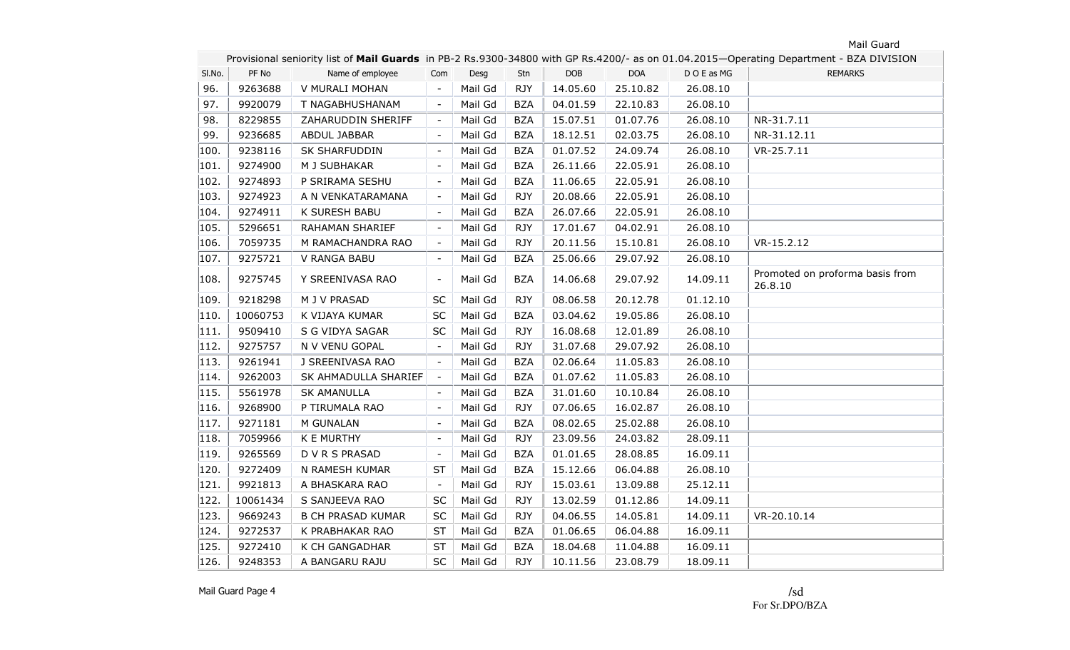Provisional seniority list of **Mail Guards** in PB-2 Rs.9300-34800 with GP Rs.4200/- as on 01.04.2015—Operating Department - BZA DIVISION

| Sl.No. | PF No | Name of employee | Com | Desg | Stn | DOB | DOA | D O E as MG | REMARKS |
|---|---|---|---|---|---|---|---|---|---|
| 96. | 9263688 | V MURALI MOHAN | - | Mail Gd | RJY | 14.05.60 | 25.10.82 | 26.08.10 | |
| 97. | 9920079 | T NAGABHUSHANAM | - | Mail Gd | BZA | 04.01.59 | 22.10.83 | 26.08.10 | |
| 98. | 8229855 | ZAHARUDDIN SHERIFF | - | Mail Gd | BZA | 15.07.51 | 01.07.76 | 26.08.10 | NR-31.7.11 |
| 99. | 9236685 | ABDUL JABBAR | - | Mail Gd | BZA | 18.12.51 | 02.03.75 | 26.08.10 | NR-31.12.11 |
| 100. | 9238116 | SK SHARFUDDIN | - | Mail Gd | BZA | 01.07.52 | 24.09.74 | 26.08.10 | VR-25.7.11 |
| 101. | 9274900 | M J SUBHAKAR | - | Mail Gd | BZA | 26.11.66 | 22.05.91 | 26.08.10 | |
| 102. | 9274893 | P SRIRAMA SESHU | - | Mail Gd | BZA | 11.06.65 | 22.05.91 | 26.08.10 | |
| 103. | 9274923 | A N VENKATARAMANA | - | Mail Gd | RJY | 20.08.66 | 22.05.91 | 26.08.10 | |
| 104. | 9274911 | K SURESH BABU | - | Mail Gd | BZA | 26.07.66 | 22.05.91 | 26.08.10 | |
| 105. | 5296651 | RAHAMAN SHARIEF | - | Mail Gd | RJY | 17.01.67 | 04.02.91 | 26.08.10 | |
| 106. | 7059735 | M RAMACHANDRA RAO | - | Mail Gd | RJY | 20.11.56 | 15.10.81 | 26.08.10 | VR-15.2.12 |
| 107. | 9275721 | V RANGA BABU | - | Mail Gd | BZA | 25.06.66 | 29.07.92 | 26.08.10 | |
| 108. | 9275745 | Y SREENIVASA RAO | - | Mail Gd | BZA | 14.06.68 | 29.07.92 | 14.09.11 | Promoted on proforma basis from 26.8.10 |
| 109. | 9218298 | M J V PRASAD | SC | Mail Gd | RJY | 08.06.58 | 20.12.78 | 01.12.10 | |
| 110. | 10060753 | K VIJAYA KUMAR | SC | Mail Gd | BZA | 03.04.62 | 19.05.86 | 26.08.10 | |
| 111. | 9509410 | S G VIDYA SAGAR | SC | Mail Gd | RJY | 16.08.68 | 12.01.89 | 26.08.10 | |
| 112. | 9275757 | N V VENU GOPAL | - | Mail Gd | RJY | 31.07.68 | 29.07.92 | 26.08.10 | |
| 113. | 9261941 | J SREENIVASA RAO | - | Mail Gd | BZA | 02.06.64 | 11.05.83 | 26.08.10 | |
| 114. | 9262003 | SK AHMADULLA SHARIEF | - | Mail Gd | BZA | 01.07.62 | 11.05.83 | 26.08.10 | |
| 115. | 5561978 | SK AMANULLA | - | Mail Gd | BZA | 31.01.60 | 10.10.84 | 26.08.10 | |
| 116. | 9268900 | P TIRUMALA RAO | - | Mail Gd | RJY | 07.06.65 | 16.02.87 | 26.08.10 | |
| 117. | 9271181 | M GUNALAN | - | Mail Gd | BZA | 08.02.65 | 25.02.88 | 26.08.10 | |
| 118. | 7059966 | K E MURTHY | - | Mail Gd | RJY | 23.09.56 | 24.03.82 | 28.09.11 | |
| 119. | 9265569 | D V R S PRASAD | - | Mail Gd | BZA | 01.01.65 | 28.08.85 | 16.09.11 | |
| 120. | 9272409 | N RAMESH KUMAR | ST | Mail Gd | BZA | 15.12.66 | 06.04.88 | 26.08.10 | |
| 121. | 9921813 | A BHASKARA RAO | - | Mail Gd | RJY | 15.03.61 | 13.09.88 | 25.12.11 | |
| 122. | 10061434 | S SANJEEVA RAO | SC | Mail Gd | RJY | 13.02.59 | 01.12.86 | 14.09.11 | |
| 123. | 9669243 | B CH PRASAD KUMAR | SC | Mail Gd | RJY | 04.06.55 | 14.05.81 | 14.09.11 | VR-20.10.14 |
| 124. | 9272537 | K PRABHAKAR RAO | ST | Mail Gd | BZA | 01.06.65 | 06.04.88 | 16.09.11 | |
| 125. | 9272410 | K CH GANGADHAR | ST | Mail Gd | BZA | 18.04.68 | 11.04.88 | 16.09.11 | |
| 126. | 9248353 | A BANGARU RAJU | SC | Mail Gd | RJY | 10.11.56 | 23.08.79 | 18.09.11 | |

/sd
For Sr.DPO/BZA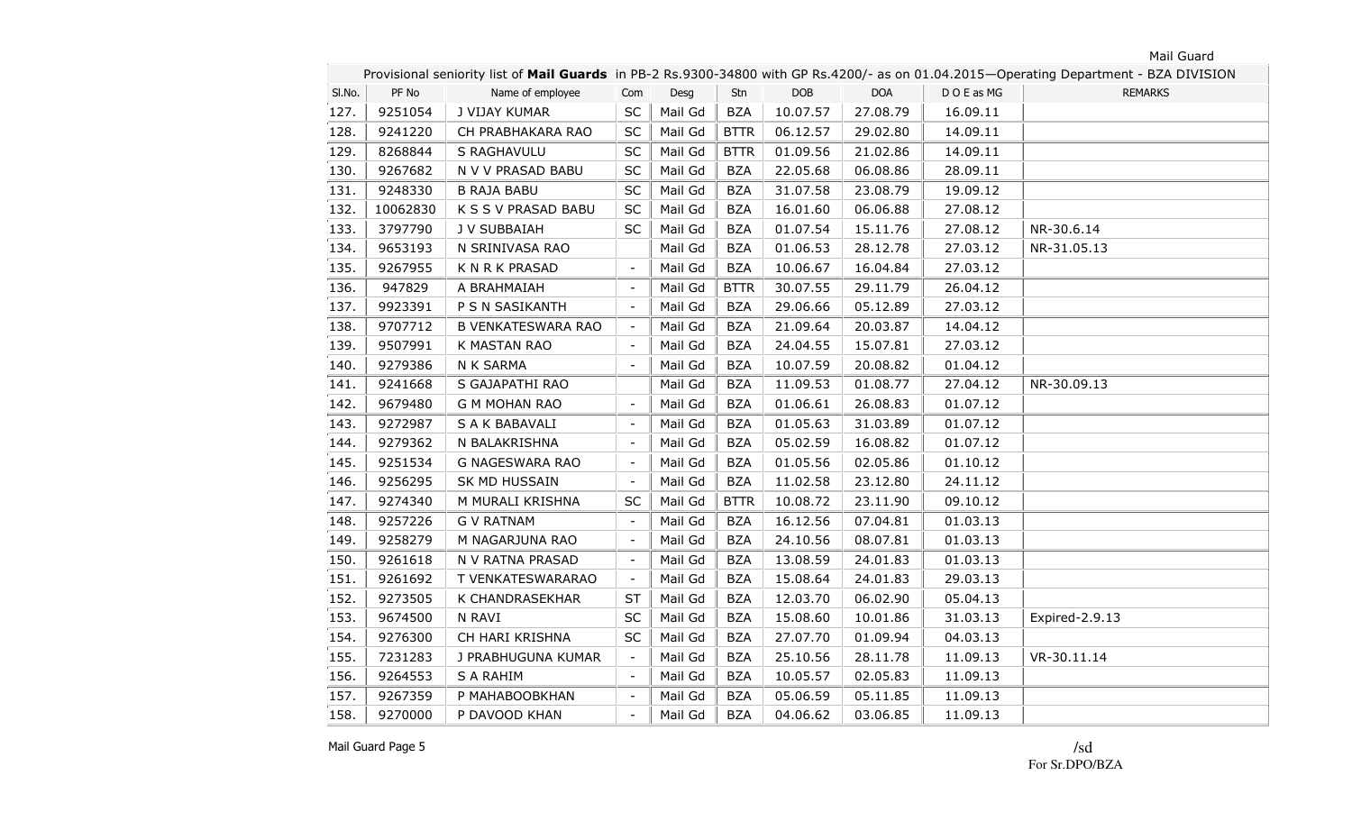Provisional seniority list of **Mail Guards** in PB-2 Rs.9300-34800 with GP Rs.4200/- as on 01.04.2015—Operating Department - BZA DIVISION

| Sl.No. | PF No | Name of employee | Com | Desg | Stn | DOB | DOA | D O E as MG | REMARKS |
|---|---|---|---|---|---|---|---|---|---|
| 127. | 9251054 | J VIJAY KUMAR | SC | Mail Gd | BZA | 10.07.57 | 27.08.79 | 16.09.11 | |
| 128. | 9241220 | CH PRABHAKARA RAO | SC | Mail Gd | BTTR | 06.12.57 | 29.02.80 | 14.09.11 | |
| 129. | 8268844 | S RAGHAVULU | SC | Mail Gd | BTTR | 01.09.56 | 21.02.86 | 14.09.11 | |
| 130. | 9267682 | N V V PRASAD BABU | SC | Mail Gd | BZA | 22.05.68 | 06.08.86 | 28.09.11 | |
| 131. | 9248330 | B RAJA BABU | SC | Mail Gd | BZA | 31.07.58 | 23.08.79 | 19.09.12 | |
| 132. | 10062830 | K S S V PRASAD BABU | SC | Mail Gd | BZA | 16.01.60 | 06.06.88 | 27.08.12 | |
| 133. | 3797790 | J V SUBBAIAH | SC | Mail Gd | BZA | 01.07.54 | 15.11.76 | 27.08.12 | NR-30.6.14 |
| 134. | 9653193 | N SRINIVASA RAO | | Mail Gd | BZA | 01.06.53 | 28.12.78 | 27.03.12 | NR-31.05.13 |
| 135. | 9267955 | K N R K PRASAD | - | Mail Gd | BZA | 10.06.67 | 16.04.84 | 27.03.12 | |
| 136. | 947829 | A BRAHMAIAH | - | Mail Gd | BTTR | 30.07.55 | 29.11.79 | 26.04.12 | |
| 137. | 9923391 | P S N SASIKANTH | - | Mail Gd | BZA | 29.06.66 | 05.12.89 | 27.03.12 | |
| 138. | 9707712 | B VENKATESWARA RAO | - | Mail Gd | BZA | 21.09.64 | 20.03.87 | 14.04.12 | |
| 139. | 9507991 | K MASTAN RAO | - | Mail Gd | BZA | 24.04.55 | 15.07.81 | 27.03.12 | |
| 140. | 9279386 | N K SARMA | - | Mail Gd | BZA | 10.07.59 | 20.08.82 | 01.04.12 | |
| 141. | 9241668 | S GAJAPATHI RAO | | Mail Gd | BZA | 11.09.53 | 01.08.77 | 27.04.12 | NR-30.09.13 |
| 142. | 9679480 | G M MOHAN RAO | - | Mail Gd | BZA | 01.06.61 | 26.08.83 | 01.07.12 | |
| 143. | 9272987 | S A K BABAVALI | - | Mail Gd | BZA | 01.05.63 | 31.03.89 | 01.07.12 | |
| 144. | 9279362 | N BALAKRISHNA | - | Mail Gd | BZA | 05.02.59 | 16.08.82 | 01.07.12 | |
| 145. | 9251534 | G NAGESWARA RAO | - | Mail Gd | BZA | 01.05.56 | 02.05.86 | 01.10.12 | |
| 146. | 9256295 | SK MD HUSSAIN | - | Mail Gd | BZA | 11.02.58 | 23.12.80 | 24.11.12 | |
| 147. | 9274340 | M MURALI KRISHNA | SC | Mail Gd | BTTR | 10.08.72 | 23.11.90 | 09.10.12 | |
| 148. | 9257226 | G V RATNAM | - | Mail Gd | BZA | 16.12.56 | 07.04.81 | 01.03.13 | |
| 149. | 9258279 | M NAGARJUNA RAO | - | Mail Gd | BZA | 24.10.56 | 08.07.81 | 01.03.13 | |
| 150. | 9261618 | N V RATNA PRASAD | - | Mail Gd | BZA | 13.08.59 | 24.01.83 | 01.03.13 | |
| 151. | 9261692 | T VENKATESWARARAO | - | Mail Gd | BZA | 15.08.64 | 24.01.83 | 29.03.13 | |
| 152. | 9273505 | K CHANDRASEKHAR | ST | Mail Gd | BZA | 12.03.70 | 06.02.90 | 05.04.13 | |
| 153. | 9674500 | N RAVI | SC | Mail Gd | BZA | 15.08.60 | 10.01.86 | 31.03.13 | Expired-2.9.13 |
| 154. | 9276300 | CH HARI KRISHNA | SC | Mail Gd | BZA | 27.07.70 | 01.09.94 | 04.03.13 | |
| 155. | 7231283 | J PRABHUGUNA KUMAR | - | Mail Gd | BZA | 25.10.56 | 28.11.78 | 11.09.13 | VR-30.11.14 |
| 156. | 9264553 | S A RAHIM | - | Mail Gd | BZA | 10.05.57 | 02.05.83 | 11.09.13 | |
| 157. | 9267359 | P MAHABOOBKHAN | - | Mail Gd | BZA | 05.06.59 | 05.11.85 | 11.09.13 | |
| 158. | 9270000 | P DAVOOD KHAN | - | Mail Gd | BZA | 04.06.62 | 03.06.85 | 11.09.13 | |

/sd
For Sr.DPO/BZA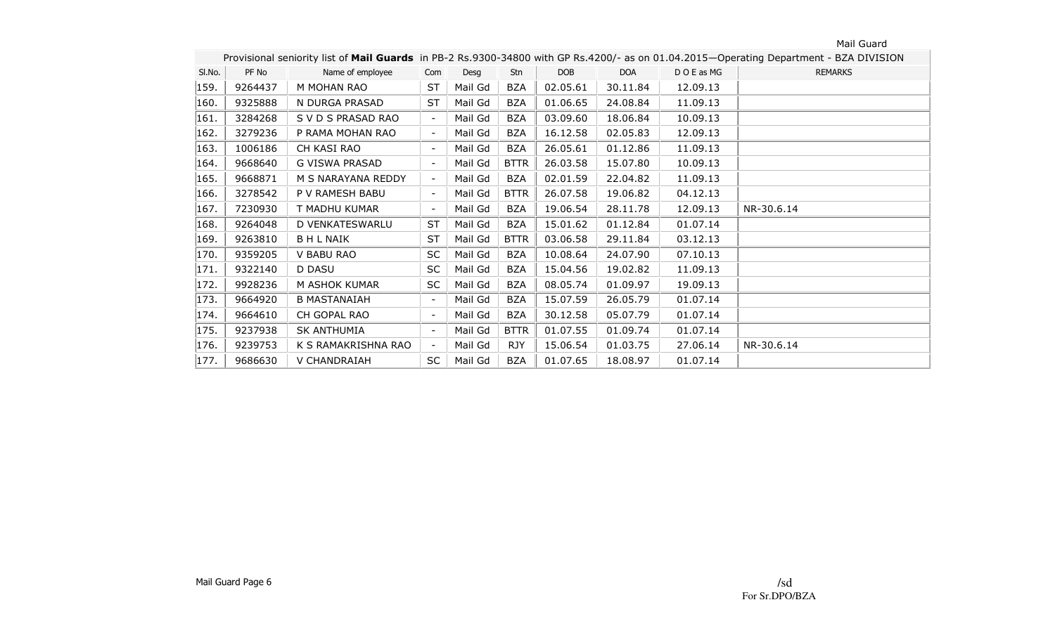Provisional seniority list of **Mail Guards** in PB-2 Rs.9300-34800 with GP Rs.4200/- as on 01.04.2015—Operating Department - BZA DIVISION

| Sl.No. | PF No | Name of employee | Com | Desg | Stn | DOB | DOA | D O E as MG | REMARKS |
|---|---|---|---|---|---|---|---|---|---|
| 159. | 9264437 | M MOHAN RAO | ST | Mail Gd | BZA | 02.05.61 | 30.11.84 | 12.09.13 | |
| 160. | 9325888 | N DURGA PRASAD | ST | Mail Gd | BZA | 01.06.65 | 24.08.84 | 11.09.13 | |
| 161. | 3284268 | S V D S PRASAD RAO | - | Mail Gd | BZA | 03.09.60 | 18.06.84 | 10.09.13 | |
| 162. | 3279236 | P RAMA MOHAN RAO | - | Mail Gd | BZA | 16.12.58 | 02.05.83 | 12.09.13 | |
| 163. | 1006186 | CH KASI RAO | - | Mail Gd | BZA | 26.05.61 | 01.12.86 | 11.09.13 | |
| 164. | 9668640 | G VISWA PRASAD | - | Mail Gd | BTTR | 26.03.58 | 15.07.80 | 10.09.13 | |
| 165. | 9668871 | M S NARAYANA REDDY | - | Mail Gd | BZA | 02.01.59 | 22.04.82 | 11.09.13 | |
| 166. | 3278542 | P V RAMESH BABU | - | Mail Gd | BTTR | 26.07.58 | 19.06.82 | 04.12.13 | |
| 167. | 7230930 | T MADHU KUMAR | - | Mail Gd | BZA | 19.06.54 | 28.11.78 | 12.09.13 | NR-30.6.14 |
| 168. | 9264048 | D VENKATESWARLU | ST | Mail Gd | BZA | 15.01.62 | 01.12.84 | 01.07.14 | |
| 169. | 9263810 | B H L NAIK | ST | Mail Gd | BTTR | 03.06.58 | 29.11.84 | 03.12.13 | |
| 170. | 9359205 | V BABU RAO | SC | Mail Gd | BZA | 10.08.64 | 24.07.90 | 07.10.13 | |
| 171. | 9322140 | D DASU | SC | Mail Gd | BZA | 15.04.56 | 19.02.82 | 11.09.13 | |
| 172. | 9928236 | M ASHOK KUMAR | SC | Mail Gd | BZA | 08.05.74 | 01.09.97 | 19.09.13 | |
| 173. | 9664920 | B MASTANAIAH | - | Mail Gd | BZA | 15.07.59 | 26.05.79 | 01.07.14 | |
| 174. | 9664610 | CH GOPAL RAO | - | Mail Gd | BZA | 30.12.58 | 05.07.79 | 01.07.14 | |
| 175. | 9237938 | SK ANTHUMIA | - | Mail Gd | BTTR | 01.07.55 | 01.09.74 | 01.07.14 | |
| 176. | 9239753 | K S RAMAKRISHNA RAO | - | Mail Gd | RJY | 15.06.54 | 01.03.75 | 27.06.14 | NR-30.6.14 |
| 177. | 9686630 | V CHANDRAIAH | SC | Mail Gd | BZA | 01.07.65 | 18.08.97 | 01.07.14 | |

/sd
For Sr.DPO/BZA